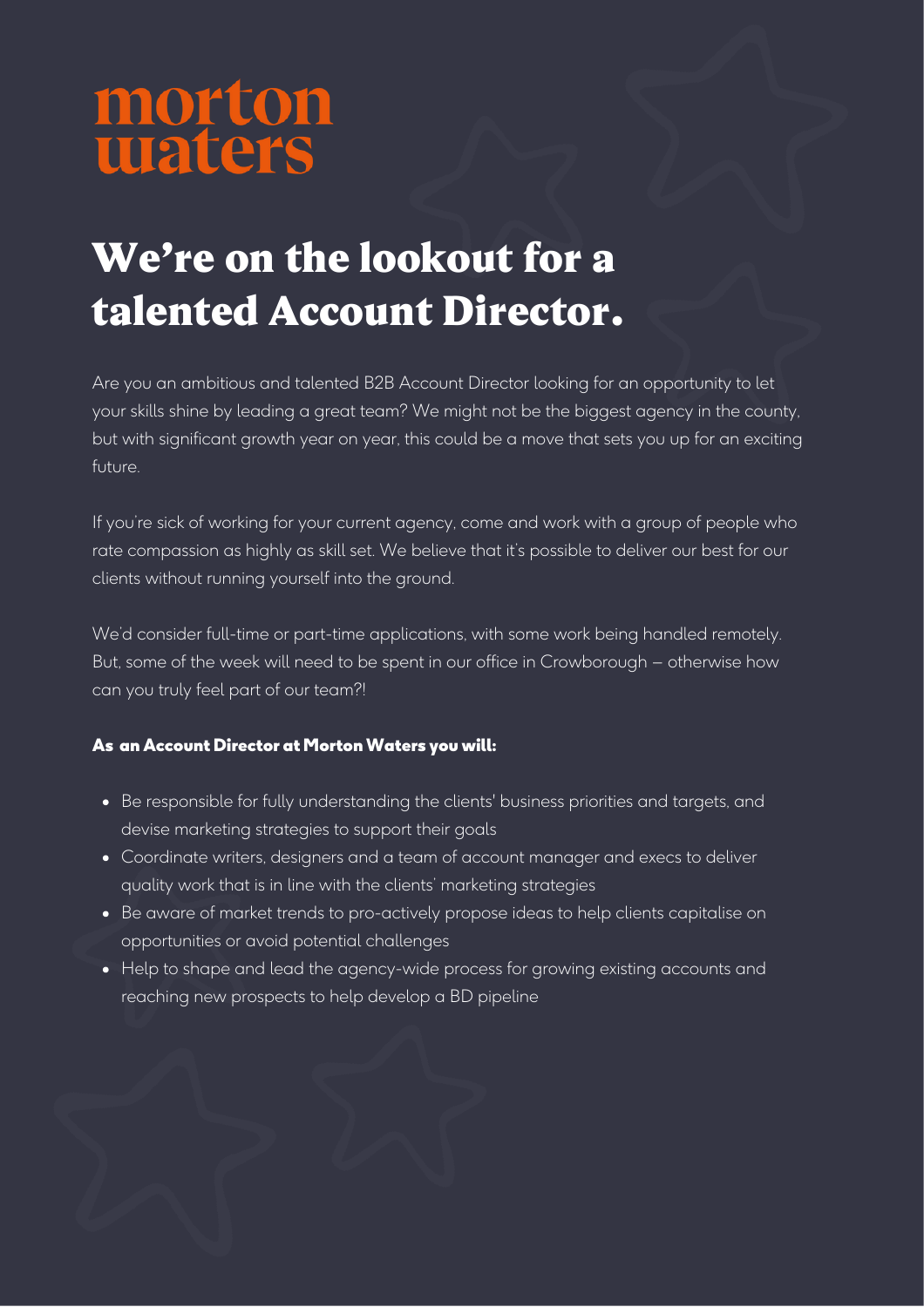# morton waters

## We're on the lookout for a talented Account Director.

Are you an ambitious and talented B2B Account Director looking for an opportunity to let your skills shine by leading a great team? We might not be the biggest agency in the county, but with significant growth year on year, this could be a move that sets you up for an exciting future.

If you're sick of working for your current agency, come and work with a group of people who rate compassion as highly as skill set. We believe that it's possible to deliver our best for our clients without running yourself into the ground.

We'd consider full-time or part-time applications, with some work being handled remotely. But, some of the week will need to be spent in our office in Crowborough – otherwise how can you truly feel part of our team?!

**As an Account Director at Morton Waters you will:**

- Be responsible for fully understanding the clients' business priorities and targets, and devise marketing strategies to support their goals
- Coordinate writers, designers and a team of account manager and execs to deliver quality work that is in line with the clients' marketing strategies
- Be aware of market trends to pro-actively propose ideas to help clients capitalise on opportunities or avoid potential challenges
- Help to shape and lead the agency-wide process for growing existing accounts and reaching new prospects to help develop a BD pipeline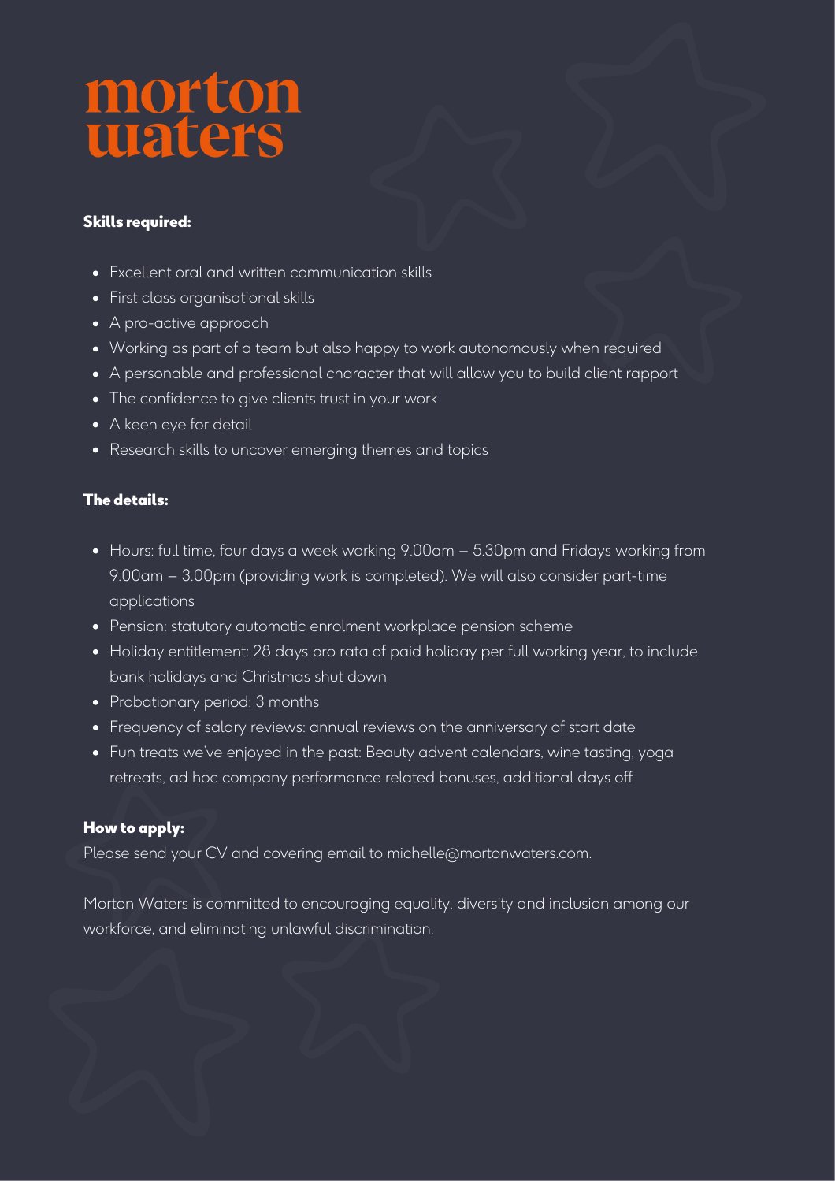# morton waters

### Skills required:

- Excellent oral and written communication skills
- First class organisational skills
- A pro-active approach
- Working as part of a team but also happy to work autonomously when required
- A personable and professional character that will allow you to build client rapport
- The confidence to give clients trust in your work
- A keen eye for detail
- Research skills to uncover emerging themes and topics

### The details:

- Hours: full time, four days a week working 9.00am – 5.30pm and Fridays working from 9.00am – 3.00pm (providing work is completed). We will also consider part-time applications
- Pension: statutory automatic enrolment workplace pension scheme
- Holiday entitlement: 28 days pro rata of paid holiday per full working year, to include bank holidays and Christmas shut down
- Probationary period: 3 months
- Frequency of salary reviews: annual reviews on the anniversary of start date
- Fun treats we've enjoyed in the past: Beauty advent calendars, wine tasting, yoga retreats, ad hoc company performance related bonuses, additional days off

### How to apply:

Please send your CV and covering email to michelle@mortonwaters.com.

Morton Waters is committed to encouraging equality, diversity and inclusion among our workforce, and eliminating unlawful discrimination.